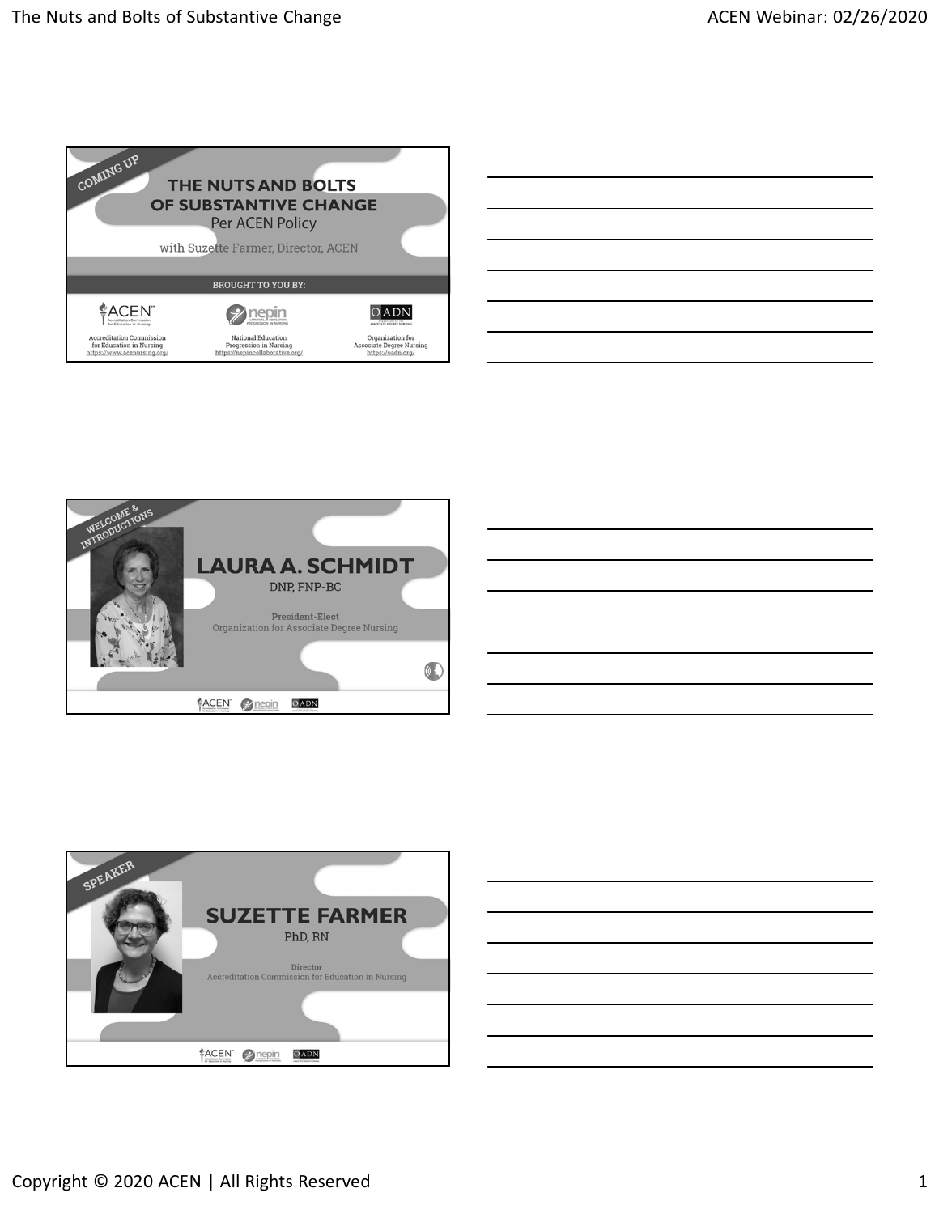COMING UP

## THE NUTS AND BOLTS OF SUBSTANTIVE CHANGE

Per ACEN Policy

with Suzette Farmer, Director, ACEN

BROUGHT TO YOU BY:

Accreditation Commission for Education in Nursing
https://www.acenursing.org/

National Education Progression in Nursing
https://nepincollaborative.org/

Organization for Associate Degree Nursing
https://oadn.org/

WELCOME & INTRODUCTIONS

## LAURA A. SCHMIDT

DNP, FNP-BC

President-Elect
Organization for Associate Degree Nursing

SPEAKER

## SUZETTE FARMER

PhD, RN

Director
Accreditation Commission for Education in Nursing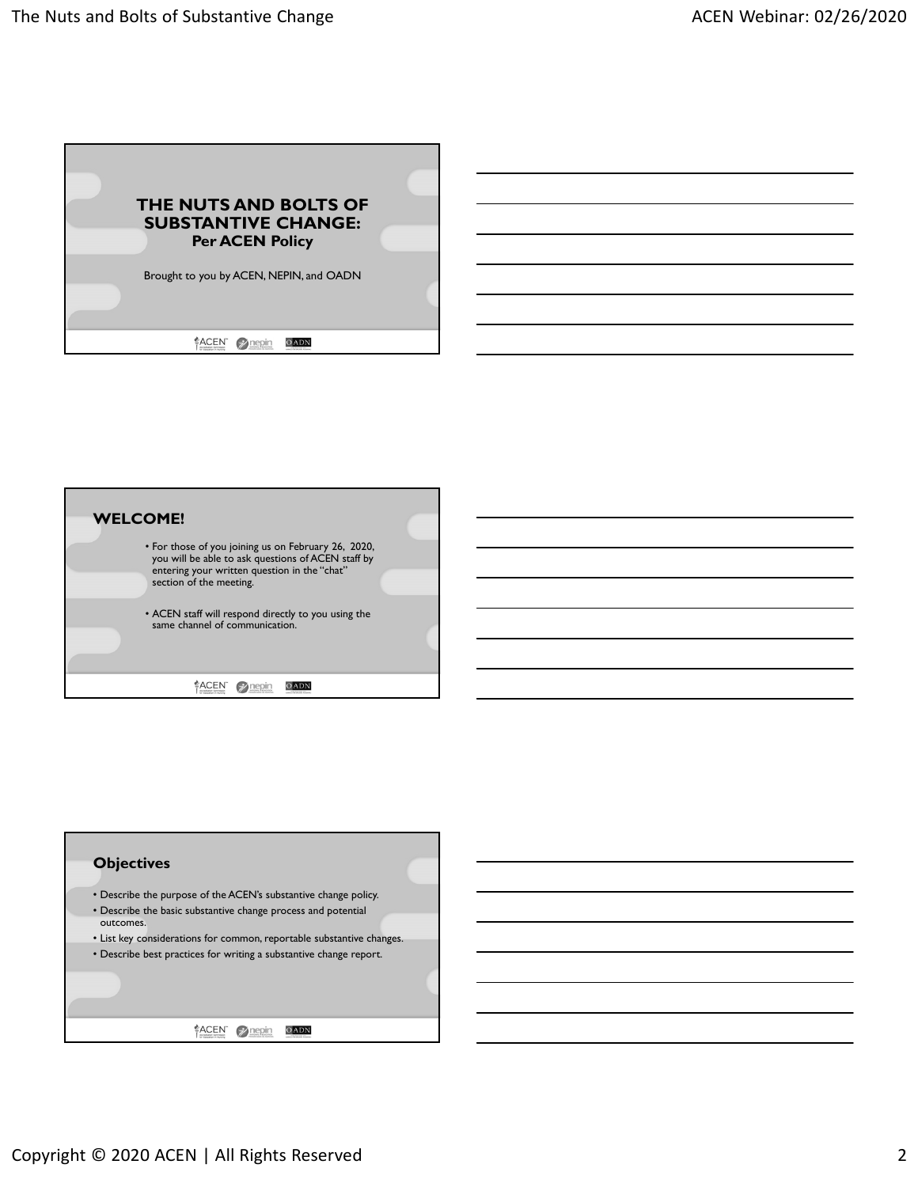# THE NUTS AND BOLTS OF SUBSTANTIVE CHANGE: Per ACEN Policy

Brought to you by ACEN, NEPIN, and OADN

## WELCOME!

- For those of you joining us on February 26, 2020, you will be able to ask questions of ACEN staff by entering your written question in the "chat" section of the meeting.
- ACEN staff will respond directly to you using the same channel of communication.

## Objectives

- Describe the purpose of the ACEN's substantive change policy.
- Describe the basic substantive change process and potential outcomes.
- List key considerations for common, reportable substantive changes.
- Describe best practices for writing a substantive change report.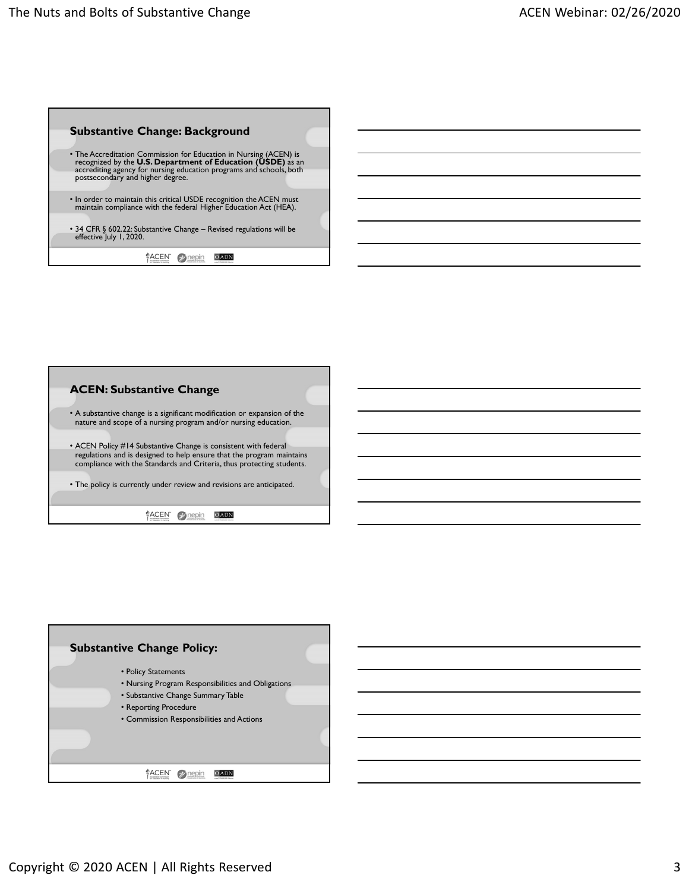## Substantive Change: Background

- The Accreditation Commission for Education in Nursing (ACEN) is recognized by the **U.S. Department of Education (USDE)** as an accrediting agency for nursing education programs and schools, both postsecondary and higher degree.
- In order to maintain this critical USDE recognition the ACEN must maintain compliance with the federal Higher Education Act (HEA).
- 34 CFR § 602.22: Substantive Change – Revised regulations will be effective July 1, 2020.

## ACEN: Substantive Change

- A substantive change is a significant modification or expansion of the nature and scope of a nursing program and/or nursing education.
- ACEN Policy #14 Substantive Change is consistent with federal regulations and is designed to help ensure that the program maintains compliance with the Standards and Criteria, thus protecting students.
- The policy is currently under review and revisions are anticipated.

## Substantive Change Policy:

- Policy Statements
- Nursing Program Responsibilities and Obligations
- Substantive Change Summary Table
- Reporting Procedure
- Commission Responsibilities and Actions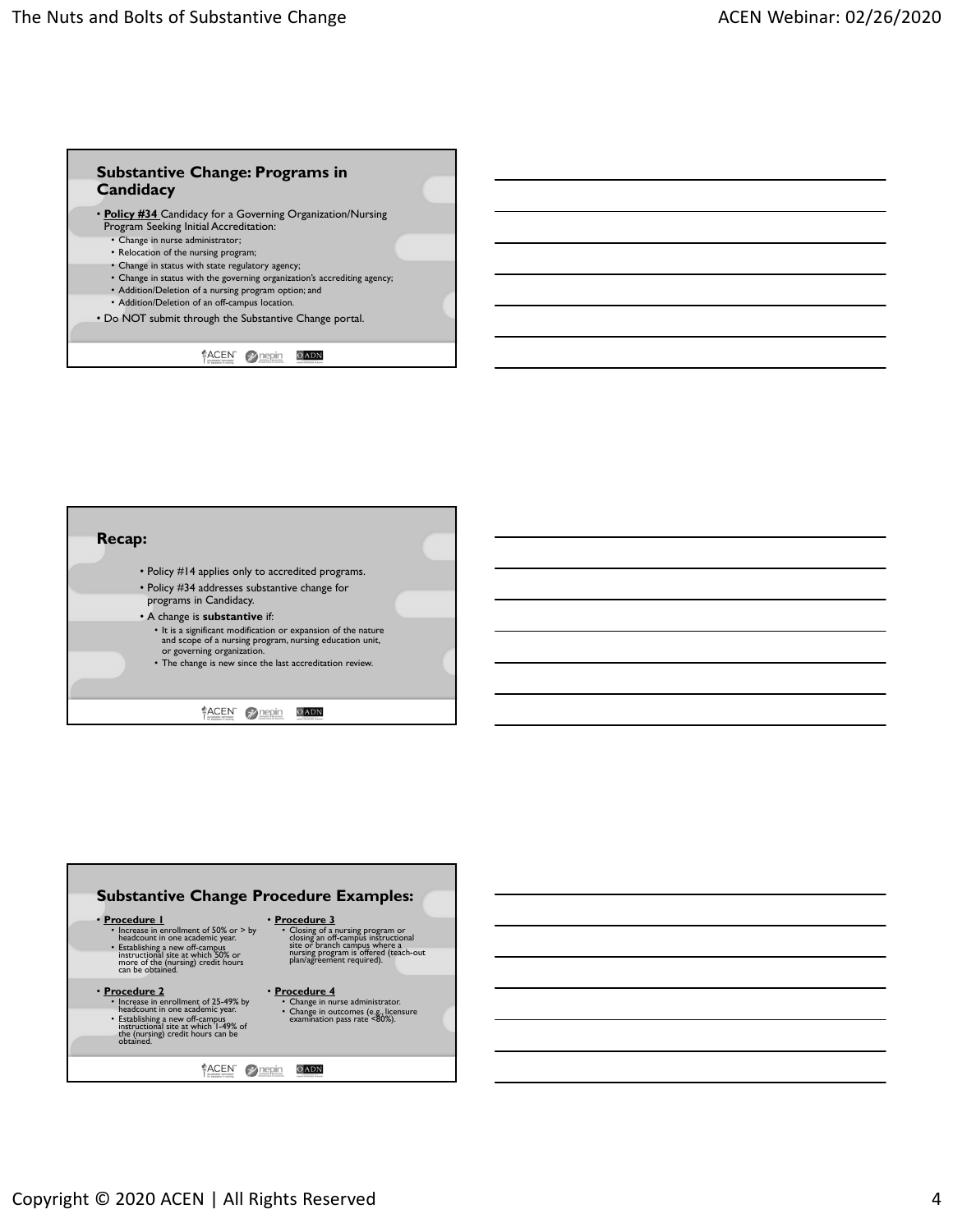## Substantive Change: Programs in Candidacy

- **Policy #34** Candidacy for a Governing Organization/Nursing Program Seeking Initial Accreditation:
  - Change in nurse administrator;
  - Relocation of the nursing program;
  - Change in status with state regulatory agency;
  - Change in status with the governing organization's accrediting agency;
  - Addition/Deletion of a nursing program option; and
  - Addition/Deletion of an off-campus location.
- Do NOT submit through the Substantive Change portal.

## Recap:

- Policy #14 applies only to accredited programs.
- Policy #34 addresses substantive change for programs in Candidacy.
- A change is **substantive** if:
  - It is a significant modification or expansion of the nature and scope of a nursing program, nursing education unit, or governing organization.
  - The change is new since the last accreditation review.

## Substantive Change Procedure Examples:

- **Procedure 1**
  - Increase in enrollment of 50% or > by headcount in one academic year.
  - Establishing a new off-campus instructional site at which 50% or more of the (nursing) credit hours can be obtained.
- **Procedure 2**
  - Increase in enrollment of 25-49% by headcount in one academic year.
  - Establishing a new off-campus instructional site at which 1-49% of the (nursing) credit hours can be obtained.
- **Procedure 3**
  - Closing of a nursing program or closing an off-campus instructional site or branch campus where a nursing program is offered (teach-out plan/agreement required).
- **Procedure 4**
  - Change in nurse administrator.
  - Change in outcomes (e.g., licensure examination pass rate <80%).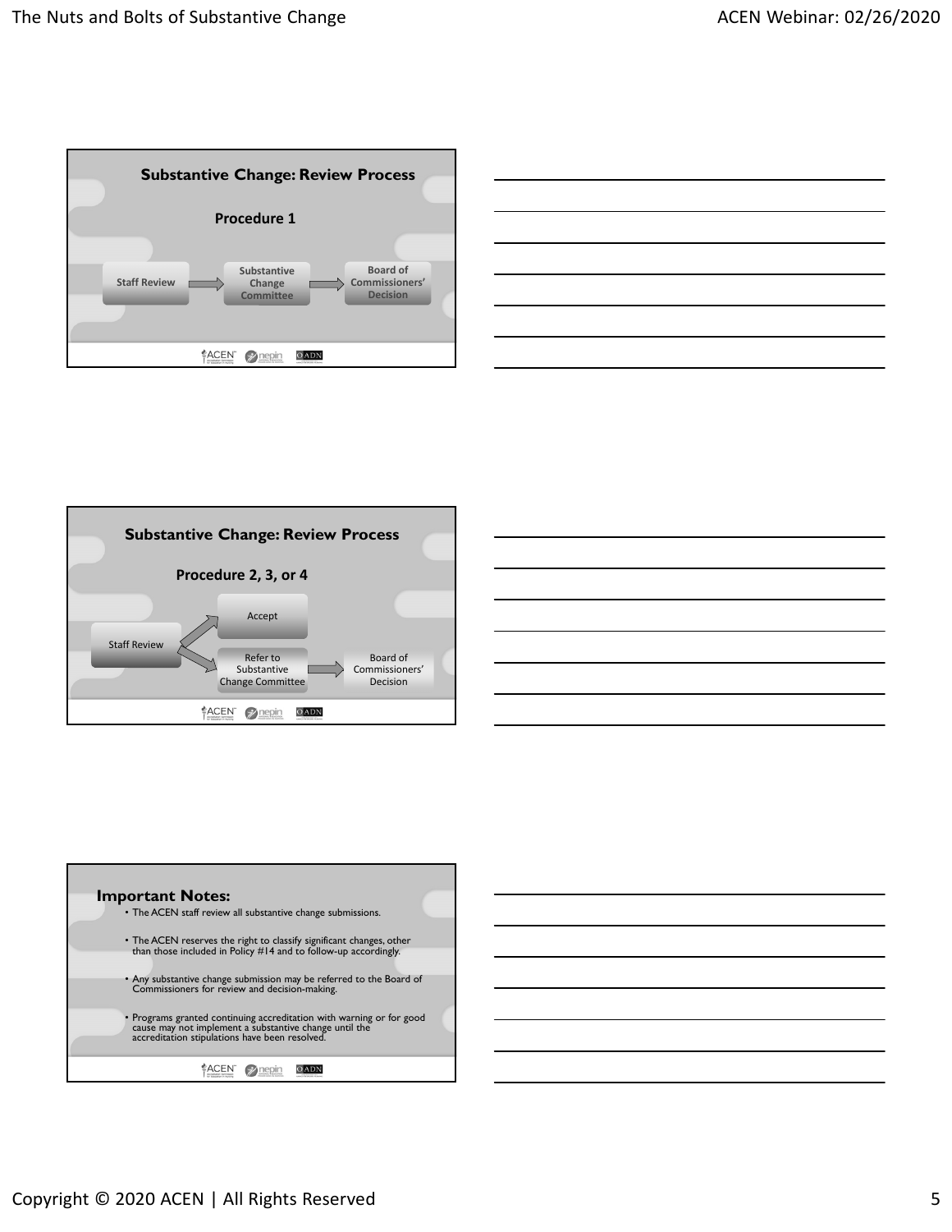## Substantive Change: Review Process

### Procedure 1

Staff Review → Substantive Change Committee → Board of Commissioners' Decision

## Substantive Change: Review Process

### Procedure 2, 3, or 4

Staff Review → Accept

Staff Review → Refer to Substantive Change Committee → Board of Commissioners' Decision

## Important Notes:

- The ACEN staff review all substantive change submissions.
- The ACEN reserves the right to classify significant changes, other than those included in Policy #14 and to follow-up accordingly.
- Any substantive change submission may be referred to the Board of Commissioners for review and decision-making.
- Programs granted continuing accreditation with warning or for good cause may not implement a substantive change until the accreditation stipulations have been resolved.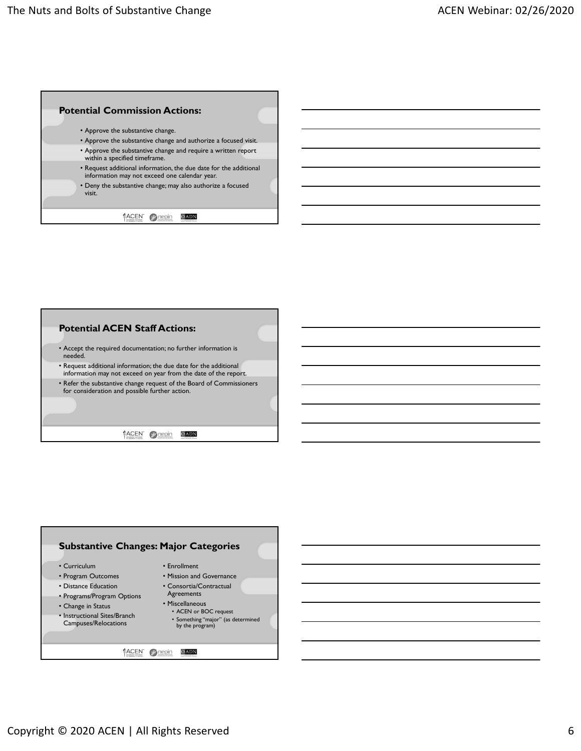## Potential Commission Actions:

- Approve the substantive change.
- Approve the substantive change and authorize a focused visit.
- Approve the substantive change and require a written report within a specified timeframe.
- Request additional information, the due date for the additional information may not exceed one calendar year.
- Deny the substantive change; may also authorize a focused visit.

## Potential ACEN Staff Actions:

- Accept the required documentation; no further information is needed.
- Request additional information; the due date for the additional information may not exceed on year from the date of the report.
- Refer the substantive change request of the Board of Commissioners for consideration and possible further action.

## Substantive Changes: Major Categories

- Curriculum
- Program Outcomes
- Distance Education
- Programs/Program Options
- Change in Status
- Instructional Sites/Branch Campuses/Relocations
- Enrollment
- Mission and Governance
- Consortia/Contractual Agreements
- Miscellaneous
  - ACEN or BOC request
  - Something "major" (as determined by the program)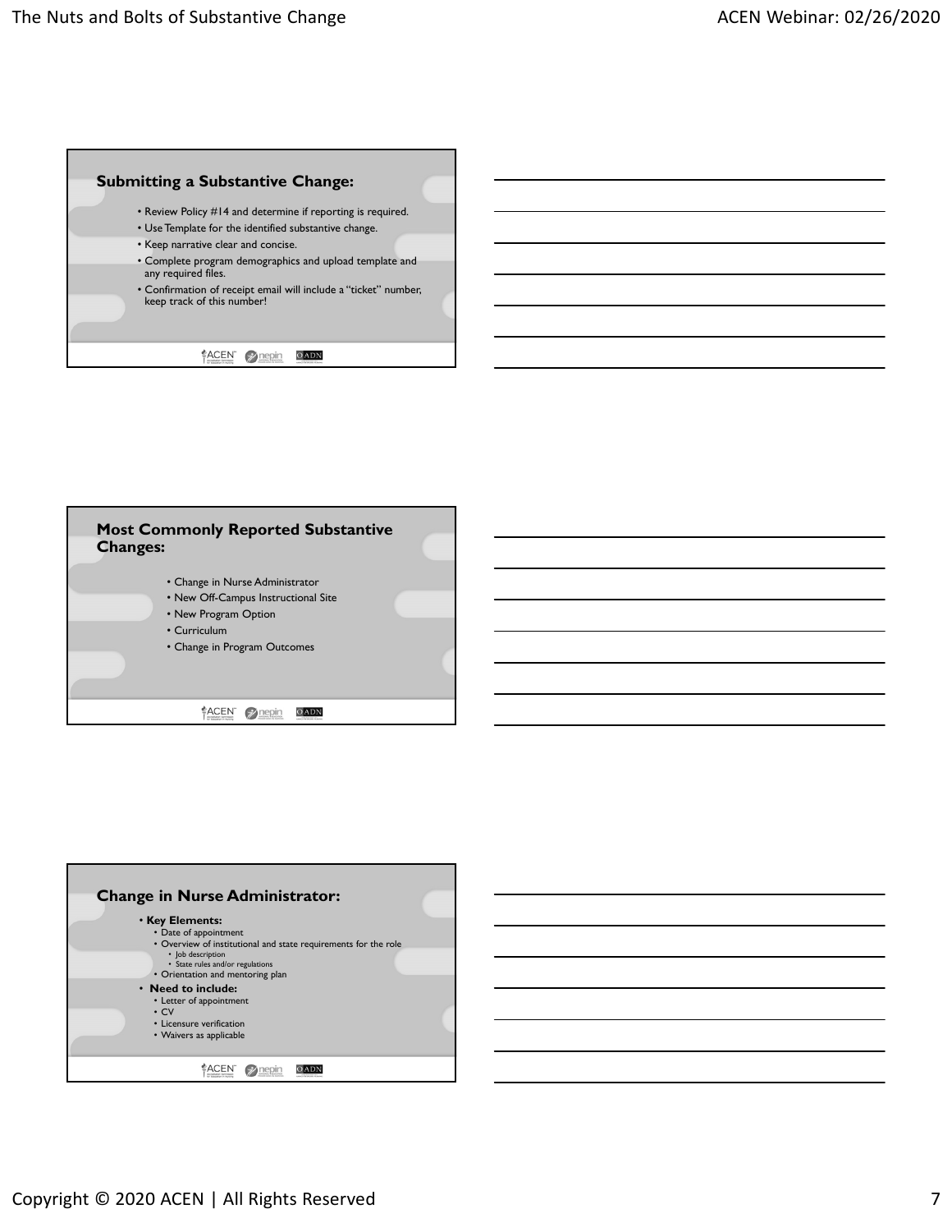## Submitting a Substantive Change:

- Review Policy #14 and determine if reporting is required.
- Use Template for the identified substantive change.
- Keep narrative clear and concise.
- Complete program demographics and upload template and any required files.
- Confirmation of receipt email will include a "ticket" number, keep track of this number!

## Most Commonly Reported Substantive Changes:

- Change in Nurse Administrator
- New Off-Campus Instructional Site
- New Program Option
- Curriculum
- Change in Program Outcomes

## Change in Nurse Administrator:

- **Key Elements:**
  - Date of appointment
  - Overview of institutional and state requirements for the role
    - Job description
    - State rules and/or regulations
  - Orientation and mentoring plan
- **Need to include:**
  - Letter of appointment
  - CV
  - Licensure verification
  - Waivers as applicable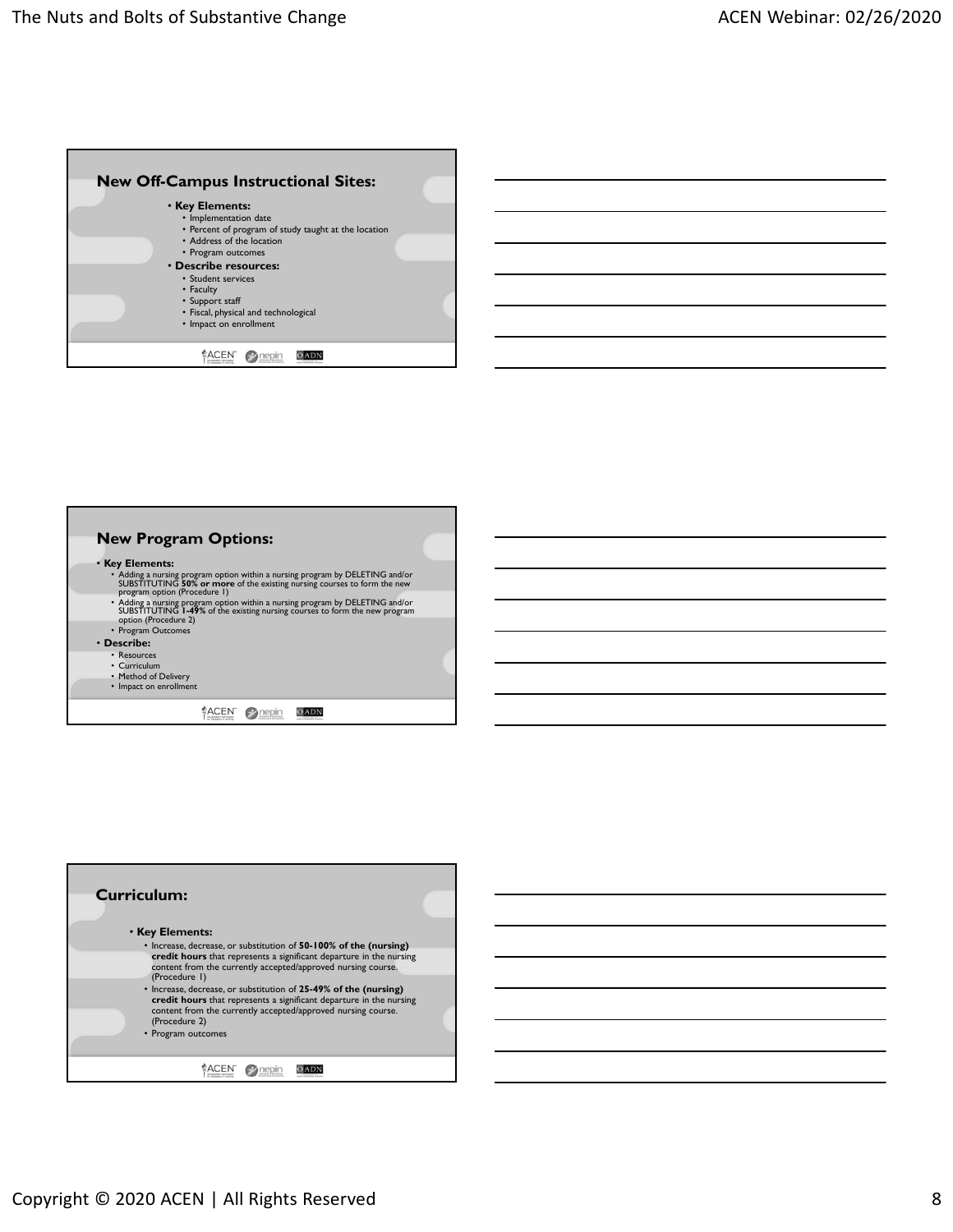## New Off-Campus Instructional Sites:

- **Key Elements:**
  - Implementation date
  - Percent of program of study taught at the location
  - Address of the location
  - Program outcomes
- **Describe resources:**
  - Student services
  - Faculty
  - Support staff
  - Fiscal, physical and technological
  - Impact on enrollment

## New Program Options:

- **Key Elements:**
  - Adding a nursing program option within a nursing program by DELETING and/or SUBSTITUTING **50% or more** of the existing nursing courses to form the new program option (Procedure 1)
  - Adding a nursing program option within a nursing program by DELETING and/or SUBSTITUTING **1-49%** of the existing nursing courses to form the new program option (Procedure 2)
  - Program Outcomes
- **Describe:**
  - Resources
  - Curriculum
  - Method of Delivery
  - Impact on enrollment

## Curriculum:

- **Key Elements:**
  - Increase, decrease, or substitution of **50-100% of the (nursing) credit hours** that represents a significant departure in the nursing content from the currently accepted/approved nursing course. (Procedure 1)
  - Increase, decrease, or substitution of **25-49% of the (nursing) credit hours** that represents a significant departure in the nursing content from the currently accepted/approved nursing course. (Procedure 2)
  - Program outcomes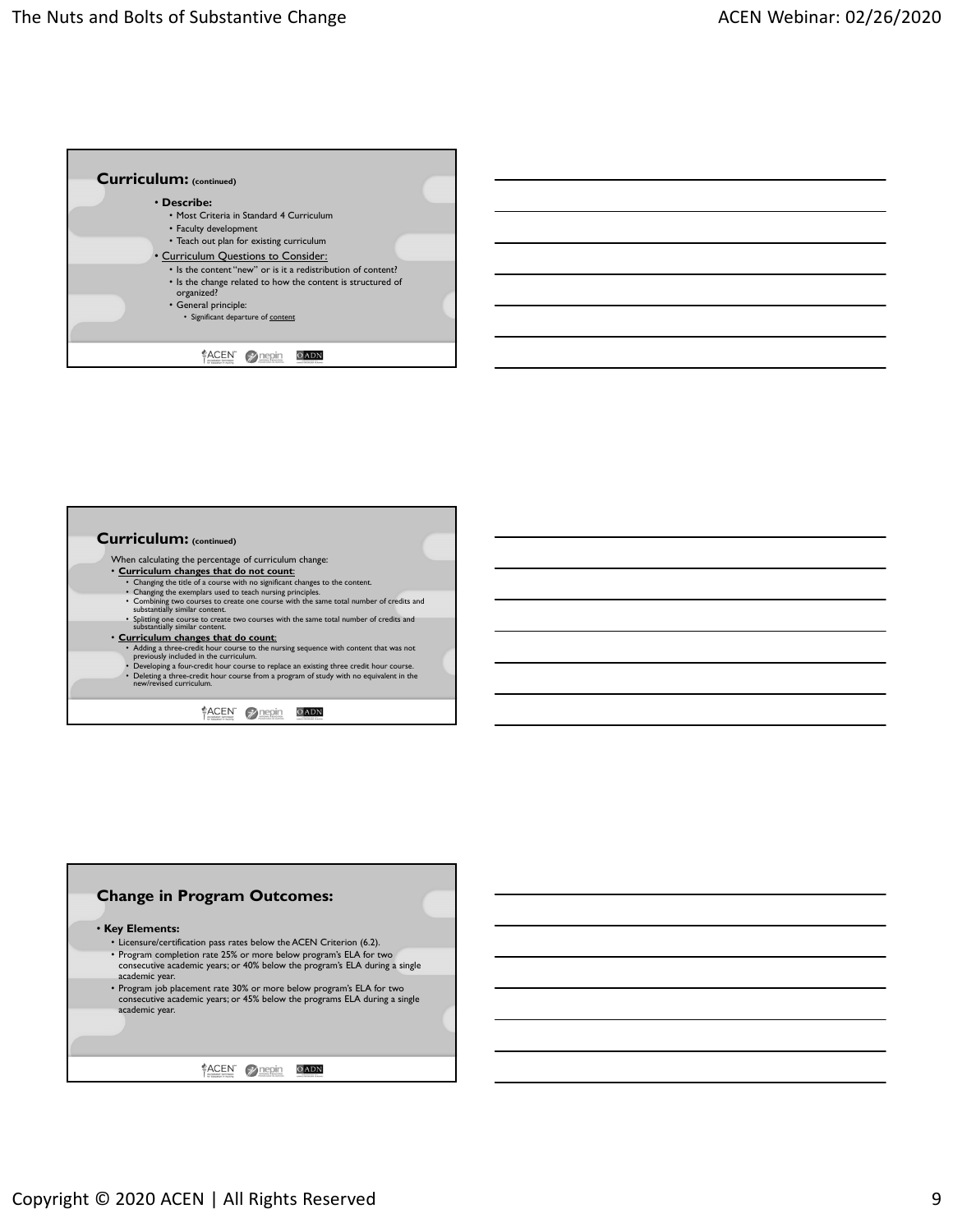## Curriculum: (continued)

- **Describe:**
  - Most Criteria in Standard 4 Curriculum
  - Faculty development
  - Teach out plan for existing curriculum
- Curriculum Questions to Consider:
  - Is the content "new" or is it a redistribution of content?
  - Is the change related to how the content is structured of organized?
  - General principle:
    - Significant departure of content

## Curriculum: (continued)

When calculating the percentage of curriculum change:

- **Curriculum changes that do not count**:
  - Changing the title of a course with no significant changes to the content.
  - Changing the exemplars used to teach nursing principles.
  - Combining two courses to create one course with the same total number of credits and substantially similar content.
  - Splitting one course to create two courses with the same total number of credits and substantially similar content.
- **Curriculum changes that do count**:
  - Adding a three-credit hour course to the nursing sequence with content that was not previously included in the curriculum.
  - Developing a four-credit hour course to replace an existing three credit hour course.
  - Deleting a three-credit hour course from a program of study with no equivalent in the new/revised curriculum.

## Change in Program Outcomes:

- **Key Elements:**
  - Licensure/certification pass rates below the ACEN Criterion (6.2).
  - Program completion rate 25% or more below program's ELA for two consecutive academic years; or 40% below the program's ELA during a single academic year.
  - Program job placement rate 30% or more below program's ELA for two consecutive academic years; or 45% below the programs ELA during a single academic year.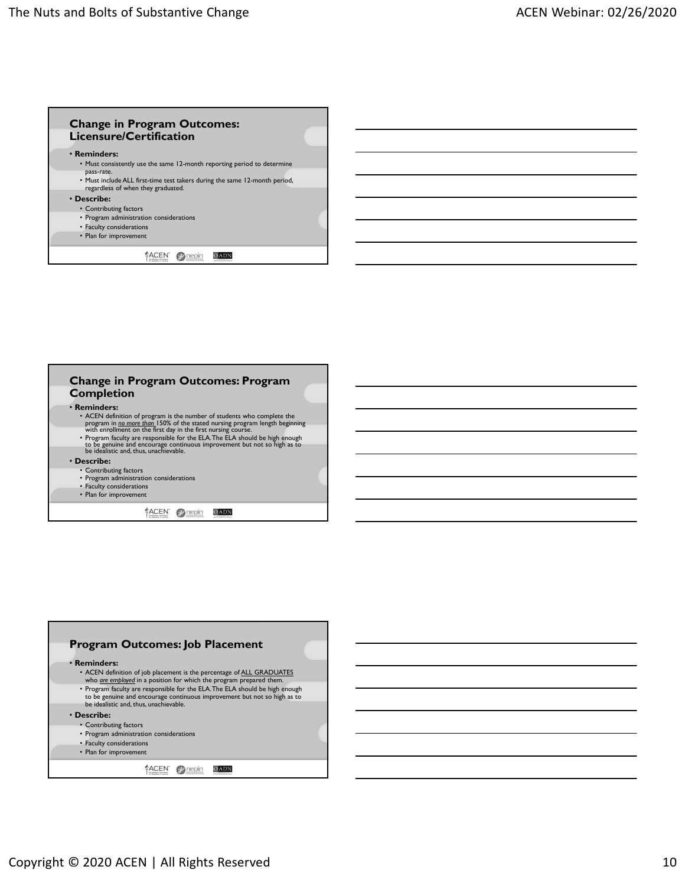## Change in Program Outcomes: Licensure/Certification

- **Reminders:**
  - Must consistently use the same 12-month reporting period to determine pass-rate.
  - Must include ALL first-time test takers during the same 12-month period, regardless of when they graduated.
- **Describe:**
  - Contributing factors
  - Program administration considerations
  - Faculty considerations
  - Plan for improvement

## Change in Program Outcomes: Program Completion

- **Reminders:**
  - ACEN definition of program is the number of students who complete the program in ***no more than*** 150% of the stated nursing program length beginning with enrollment on the first day in the first nursing course.
  - Program faculty are responsible for the ELA. The ELA should be high enough to be genuine and encourage continuous improvement but not so high as to be idealistic and, thus, unachievable.
- **Describe:**
  - Contributing factors
  - Program administration considerations
  - Faculty considerations
  - Plan for improvement

## Program Outcomes: Job Placement

- **Reminders:**
  - ACEN definition of job placement is the percentage of ALL GRADUATES who ***are employed*** in a position for which the program prepared them.
  - Program faculty are responsible for the ELA. The ELA should be high enough to be genuine and encourage continuous improvement but not so high as to be idealistic and, thus, unachievable.
- **Describe:**
  - Contributing factors
  - Program administration considerations
  - Faculty considerations
  - Plan for improvement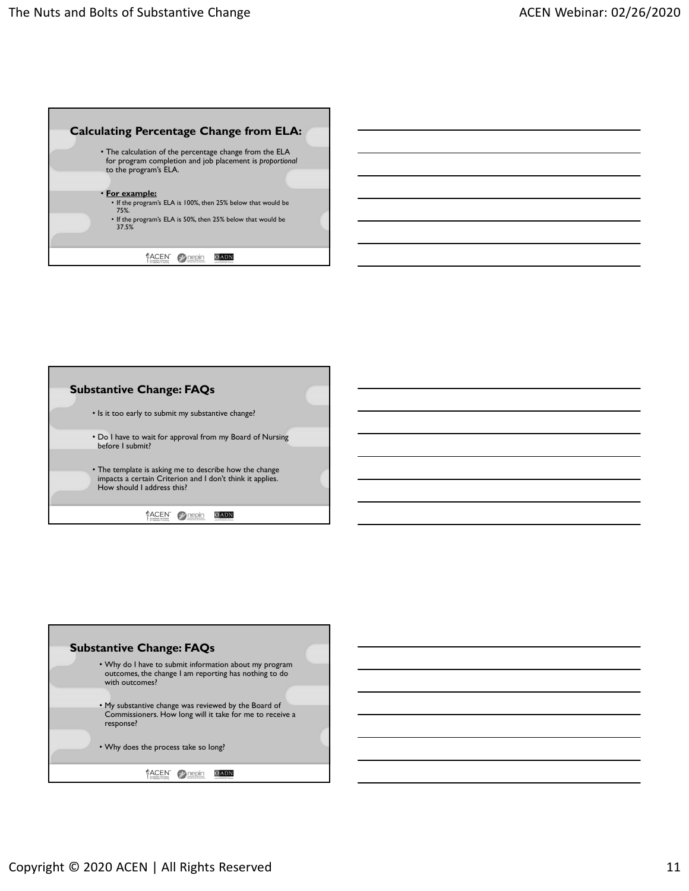## Calculating Percentage Change from ELA:

- The calculation of the percentage change from the ELA for program completion and job placement is *proportional* to the program's ELA.
- **For example:**
  - If the program's ELA is 100%, then 25% below that would be 75%.
  - If the program's ELA is 50%, then 25% below that would be 37.5%

## Substantive Change: FAQs

- Is it too early to submit my substantive change?
- Do I have to wait for approval from my Board of Nursing before I submit?
- The template is asking me to describe how the change impacts a certain Criterion and I don't think it applies. How should I address this?

## Substantive Change: FAQs

- Why do I have to submit information about my program outcomes, the change I am reporting has nothing to do with outcomes?
- My substantive change was reviewed by the Board of Commissioners. How long will it take for me to receive a response?
- Why does the process take so long?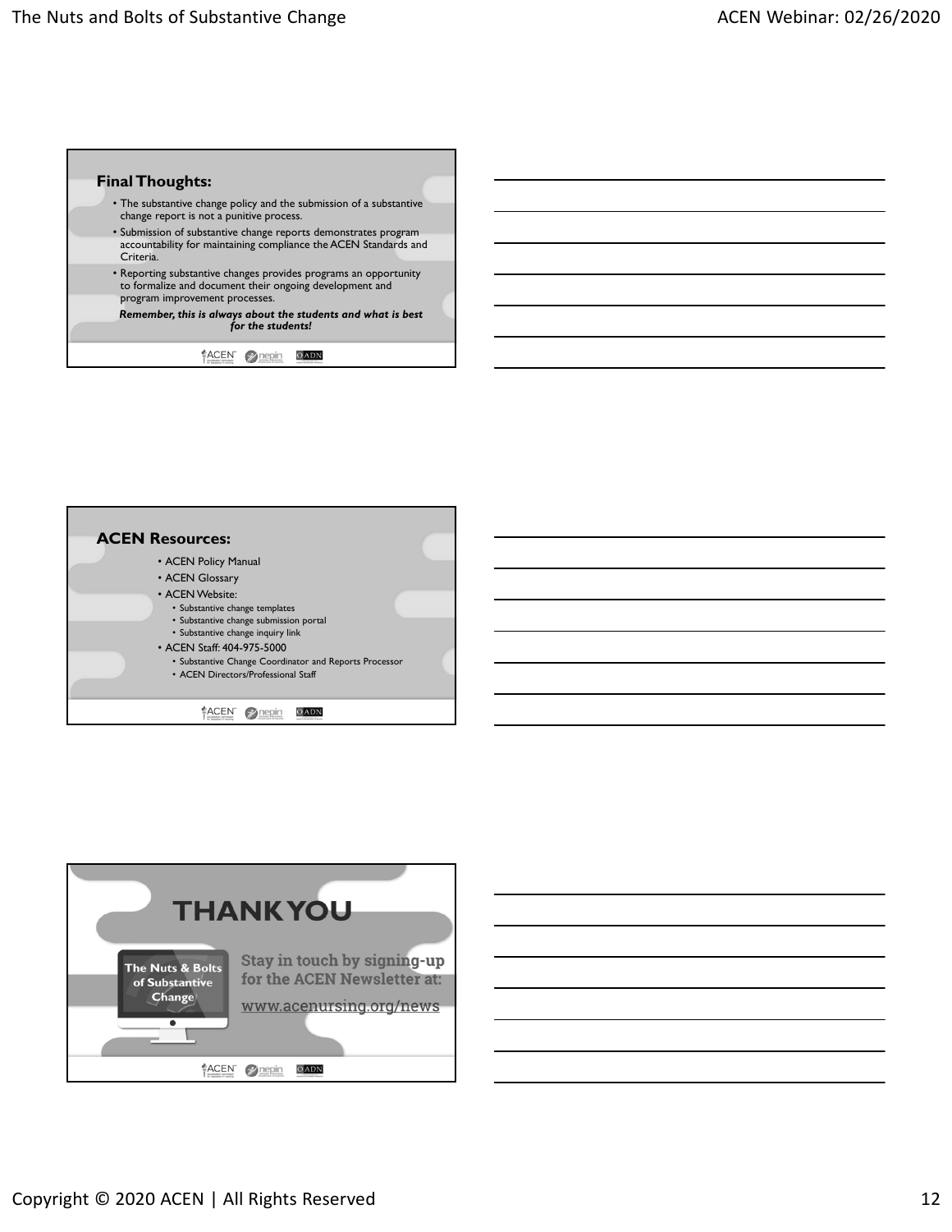## Final Thoughts:

- The substantive change policy and the submission of a substantive change report is not a punitive process.
- Submission of substantive change reports demonstrates program accountability for maintaining compliance the ACEN Standards and Criteria.
- Reporting substantive changes provides programs an opportunity to formalize and document their ongoing development and program improvement processes.

***Remember, this is always about the students and what is best for the students!***

## ACEN Resources:

- ACEN Policy Manual
- ACEN Glossary
- ACEN Website:
  - Substantive change templates
  - Substantive change submission portal
  - Substantive change inquiry link
- ACEN Staff: 404-975-5000
  - Substantive Change Coordinator and Reports Processor
  - ACEN Directors/Professional Staff

## THANK YOU

The Nuts & Bolts of Substantive Change

Stay in touch by signing-up for the ACEN Newsletter at:

www.acenursing.org/news